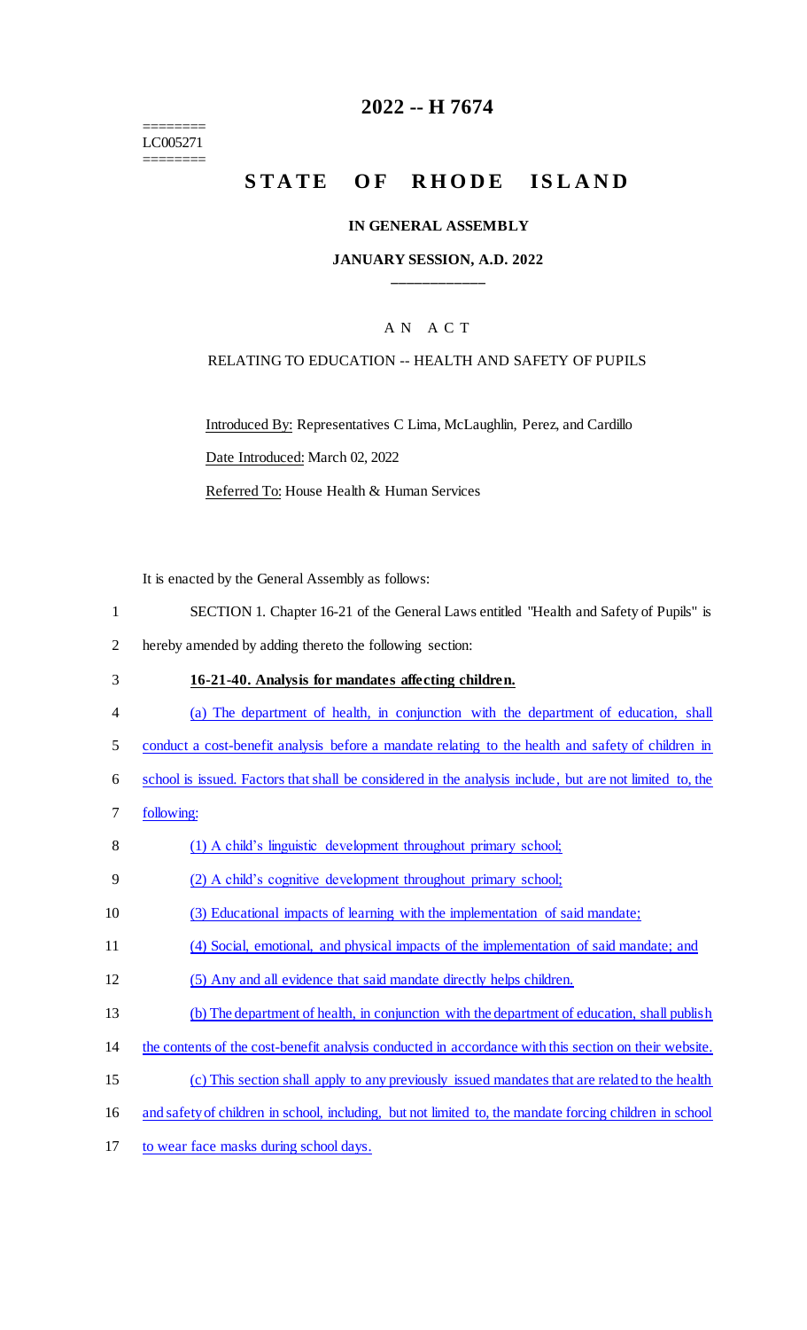========
LC005271
========

# 2022 -- H 7674

# STATE OF RHODE ISLAND

**IN GENERAL ASSEMBLY**

**JANUARY SESSION, A.D. 2022**

____________

A N A C T

RELATING TO EDUCATION -- HEALTH AND SAFETY OF PUPILS

Introduced By: Representatives C Lima, McLaughlin, Perez, and Cardillo

Date Introduced: March 02, 2022

Referred To: House Health & Human Services

It is enacted by the General Assembly as follows:

1 SECTION 1. Chapter 16-21 of the General Laws entitled "Health and Safety of Pupils" is
2 hereby amended by adding thereto the following section:

3 **16-21-40. Analysis for mandates affecting children.**

4 (a) The department of health, in conjunction with the department of education, shall
5 conduct a cost-benefit analysis before a mandate relating to the health and safety of children in
6 school is issued. Factors that shall be considered in the analysis include, but are not limited to, the
7 following:

8 (1) A child's linguistic development throughout primary school;

9 (2) A child's cognitive development throughout primary school;

10 (3) Educational impacts of learning with the implementation of said mandate;

11 (4) Social, emotional, and physical impacts of the implementation of said mandate; and

12 (5) Any and all evidence that said mandate directly helps children.

13 (b) The department of health, in conjunction with the department of education, shall publish
14 the contents of the cost-benefit analysis conducted in accordance with this section on their website.

15 (c) This section shall apply to any previously issued mandates that are related to the health
16 and safety of children in school, including, but not limited to, the mandate forcing children in school
17 to wear face masks during school days.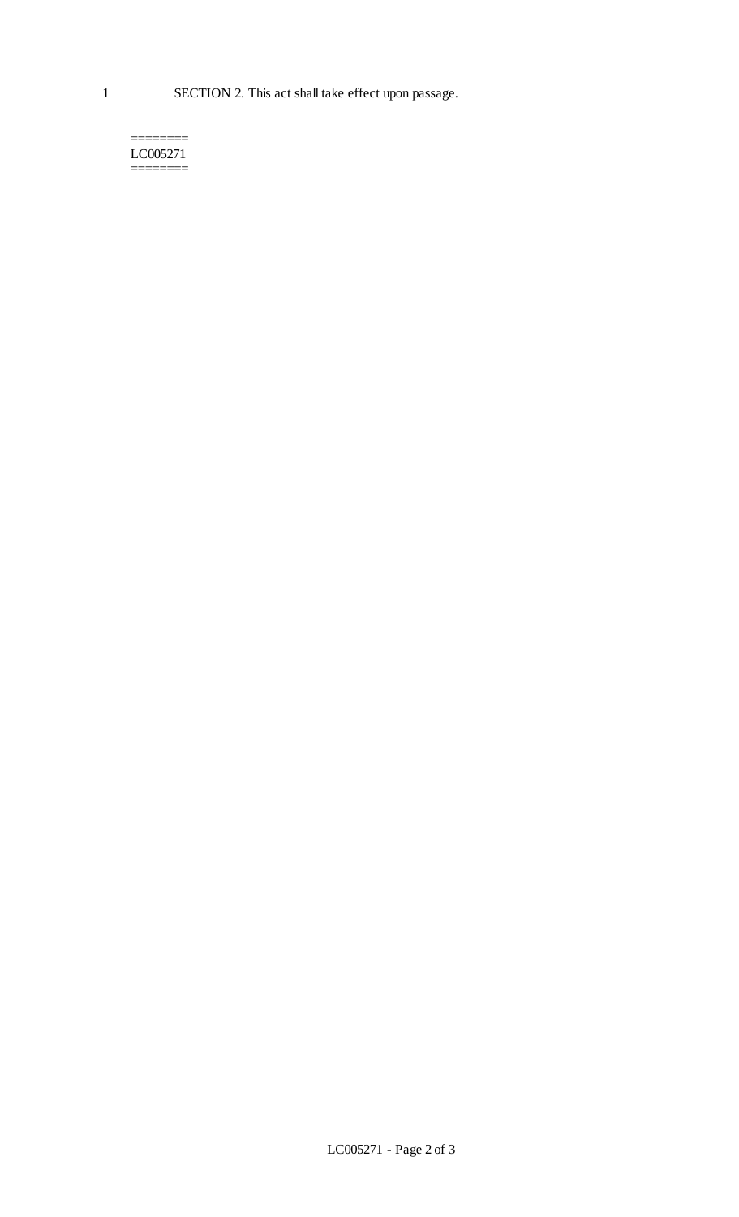SECTION 2. This act shall take effect upon passage.

========
LC005271
========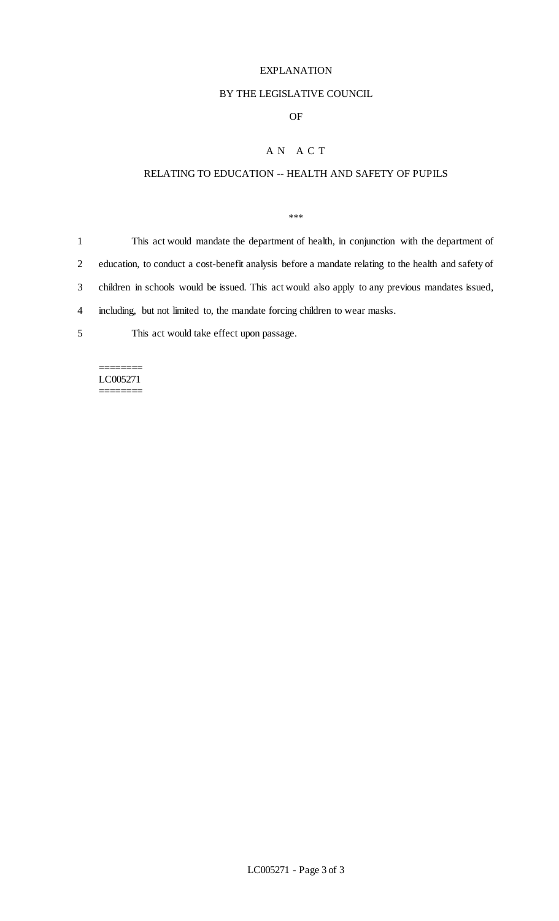EXPLANATION

BY THE LEGISLATIVE COUNCIL

OF

A N A C T

RELATING TO EDUCATION -- HEALTH AND SAFETY OF PUPILS

***

1 This act would mandate the department of health, in conjunction with the department of
2 education, to conduct a cost-benefit analysis before a mandate relating to the health and safety of
3 children in schools would be issued. This act would also apply to any previous mandates issued,
4 including, but not limited to, the mandate forcing children to wear masks.
5 This act would take effect upon passage.

========
LC005271
========